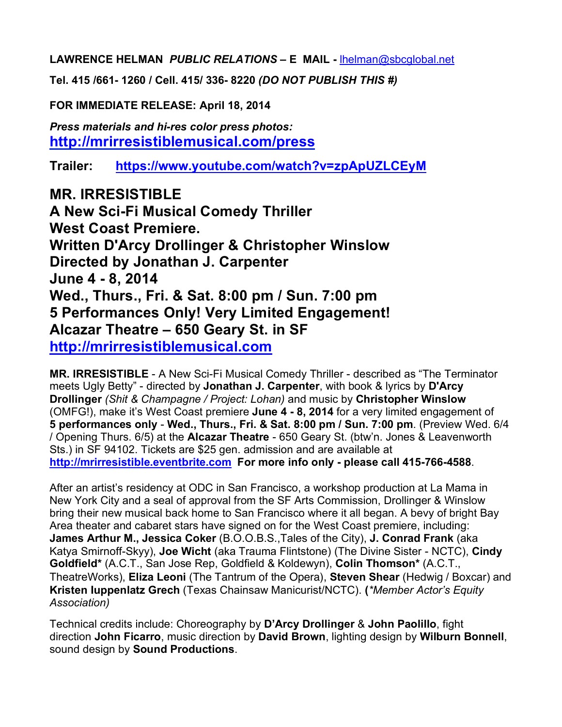**LAWRENCE HELMAN** ***PUBLIC RELATIONS*** **– E MAIL -** lhelman@sbcglobal.net

**Tel. 415 /661- 1260 / Cell. 415/ 336- 8220** ***(DO NOT PUBLISH THIS #)***

**FOR IMMEDIATE RELEASE: April 18, 2014**

***Press materials and hi-res color press photos:***
**http://mrirresistiblemusical.com/press**

**Trailer: https://www.youtube.com/watch?v=zpApUZLCEyM**

## MR. IRRESISTIBLE
## A New Sci-Fi Musical Comedy Thriller
## West Coast Premiere.
## Written D'Arcy Drollinger & Christopher Winslow
## Directed by Jonathan J. Carpenter
## June 4 - 8, 2014
## Wed., Thurs., Fri. & Sat. 8:00 pm / Sun. 7:00 pm
## 5 Performances Only! Very Limited Engagement!
## Alcazar Theatre – 650 Geary St. in SF
## http://mrirresistiblemusical.com

**MR. IRRESISTIBLE** - A New Sci-Fi Musical Comedy Thriller - described as "The Terminator meets Ugly Betty" - directed by **Jonathan J. Carpenter**, with book & lyrics by **D'Arcy Drollinger** *(Shit & Champagne / Project: Lohan)* and music by **Christopher Winslow** (OMFG!), make it's West Coast premiere **June 4 - 8, 2014** for a very limited engagement of **5 performances only** - **Wed., Thurs., Fri. & Sat. 8:00 pm / Sun. 7:00 pm**. (Preview Wed. 6/4 / Opening Thurs. 6/5) at the **Alcazar Theatre** - 650 Geary St. (btw'n. Jones & Leavenworth Sts.) in SF 94102. Tickets are $25 gen. admission and are available at **http://mrirresistible.eventbrite.com** **For more info only - please call 415-766-4588**.

After an artist's residency at ODC in San Francisco, a workshop production at La Mama in New York City and a seal of approval from the SF Arts Commission, Drollinger & Winslow bring their new musical back home to San Francisco where it all began. A bevy of bright Bay Area theater and cabaret stars have signed on for the West Coast premiere, including: **James Arthur M., Jessica Coker** (B.O.O.B.S.,Tales of the City), **J. Conrad Frank** (aka Katya Smirnoff-Skyy), **Joe Wicht** (aka Trauma Flintstone) (The Divine Sister - NCTC), **Cindy Goldfield*** (A.C.T., San Jose Rep, Goldfield & Koldewyn), **Colin Thomson*** (A.C.T., TheatreWorks), **Eliza Leoni** (The Tantrum of the Opera), **Steven Shear** (Hedwig / Boxcar) and **Kristen Iuppenlatz Grech** (Texas Chainsaw Manicurist/NCTC). **(***\*Member Actor's Equity Association)*

Technical credits include: Choreography by **D'Arcy Drollinger** & **John Paolillo**, fight direction **John Ficarro**, music direction by **David Brown**, lighting design by **Wilburn Bonnell**, sound design by **Sound Productions**.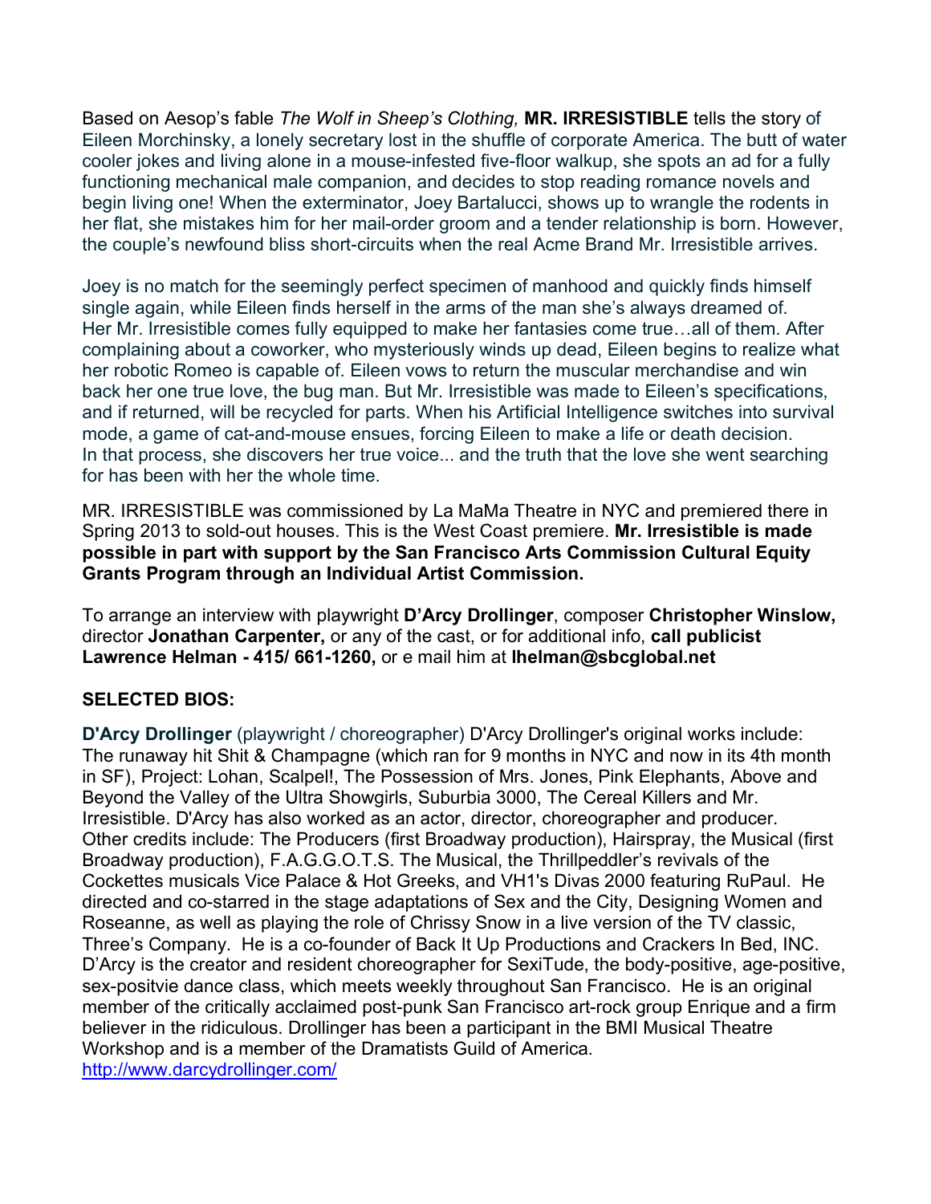Based on Aesop's fable *The Wolf in Sheep's Clothing,* **MR. IRRESISTIBLE** tells the story of Eileen Morchinsky, a lonely secretary lost in the shuffle of corporate America. The butt of water cooler jokes and living alone in a mouse-infested five-floor walkup, she spots an ad for a fully functioning mechanical male companion, and decides to stop reading romance novels and begin living one! When the exterminator, Joey Bartalucci, shows up to wrangle the rodents in her flat, she mistakes him for her mail-order groom and a tender relationship is born. However, the couple's newfound bliss short-circuits when the real Acme Brand Mr. Irresistible arrives.

Joey is no match for the seemingly perfect specimen of manhood and quickly finds himself single again, while Eileen finds herself in the arms of the man she's always dreamed of. Her Mr. Irresistible comes fully equipped to make her fantasies come true…all of them. After complaining about a coworker, who mysteriously winds up dead, Eileen begins to realize what her robotic Romeo is capable of. Eileen vows to return the muscular merchandise and win back her one true love, the bug man. But Mr. Irresistible was made to Eileen's specifications, and if returned, will be recycled for parts. When his Artificial Intelligence switches into survival mode, a game of cat-and-mouse ensues, forcing Eileen to make a life or death decision. In that process, she discovers her true voice... and the truth that the love she went searching for has been with her the whole time.

MR. IRRESISTIBLE was commissioned by La MaMa Theatre in NYC and premiered there in Spring 2013 to sold-out houses. This is the West Coast premiere. **Mr. Irresistible is made possible in part with support by the San Francisco Arts Commission Cultural Equity Grants Program through an Individual Artist Commission.**

To arrange an interview with playwright **D'Arcy Drollinger**, composer **Christopher Winslow,** director **Jonathan Carpenter,** or any of the cast, or for additional info, **call publicist Lawrence Helman - 415/ 661-1260,** or e mail him at **lhelman@sbcglobal.net**

**SELECTED BIOS:**

**D'Arcy Drollinger** (playwright / choreographer) D'Arcy Drollinger's original works include: The runaway hit Shit & Champagne (which ran for 9 months in NYC and now in its 4th month in SF), Project: Lohan, Scalpel!, The Possession of Mrs. Jones, Pink Elephants, Above and Beyond the Valley of the Ultra Showgirls, Suburbia 3000, The Cereal Killers and Mr. Irresistible. D'Arcy has also worked as an actor, director, choreographer and producer. Other credits include: The Producers (first Broadway production), Hairspray, the Musical (first Broadway production), F.A.G.G.O.T.S. The Musical, the Thrillpeddler's revivals of the Cockettes musicals Vice Palace & Hot Greeks, and VH1's Divas 2000 featuring RuPaul. He directed and co-starred in the stage adaptations of Sex and the City, Designing Women and Roseanne, as well as playing the role of Chrissy Snow in a live version of the TV classic, Three's Company. He is a co-founder of Back It Up Productions and Crackers In Bed, INC. D'Arcy is the creator and resident choreographer for SexiTude, the body-positive, age-positive, sex-positvie dance class, which meets weekly throughout San Francisco. He is an original member of the critically acclaimed post-punk San Francisco art-rock group Enrique and a firm believer in the ridiculous. Drollinger has been a participant in the BMI Musical Theatre Workshop and is a member of the Dramatists Guild of America.
http://www.darcydrollinger.com/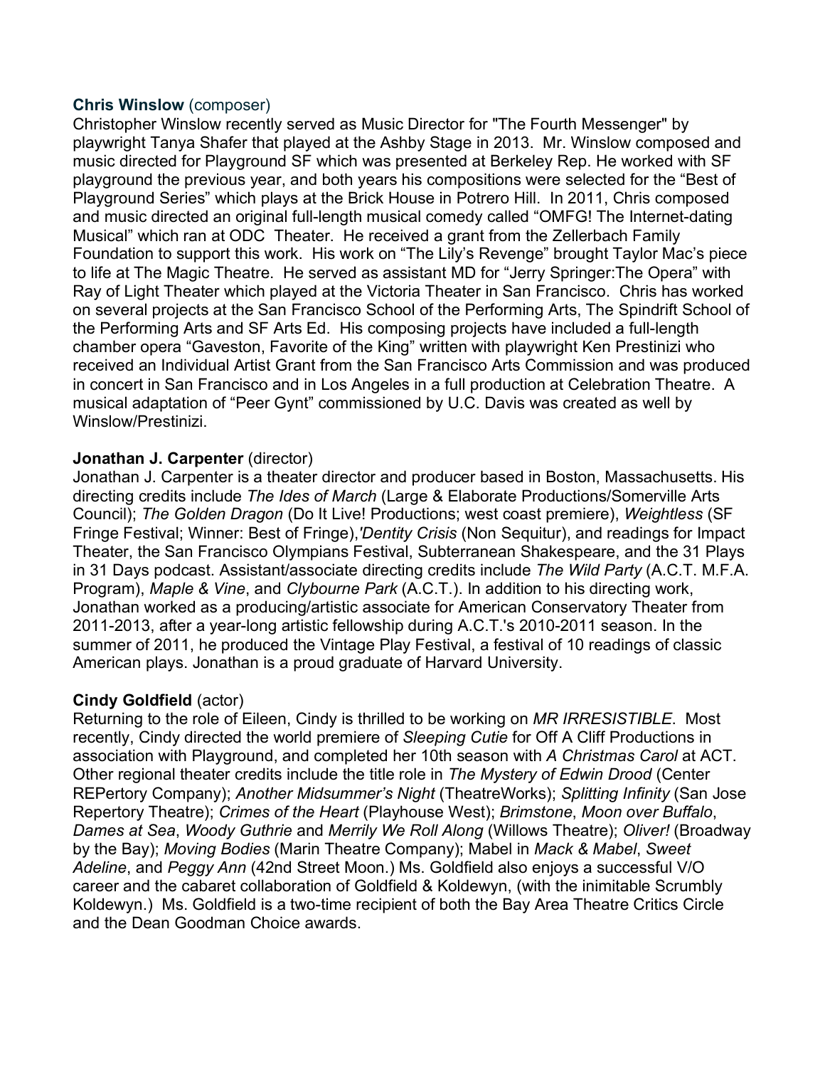**Chris Winslow** (composer)
Christopher Winslow recently served as Music Director for "The Fourth Messenger" by playwright Tanya Shafer that played at the Ashby Stage in 2013. Mr. Winslow composed and music directed for Playground SF which was presented at Berkeley Rep. He worked with SF playground the previous year, and both years his compositions were selected for the "Best of Playground Series" which plays at the Brick House in Potrero Hill. In 2011, Chris composed and music directed an original full-length musical comedy called "OMFG! The Internet-dating Musical" which ran at ODC Theater. He received a grant from the Zellerbach Family Foundation to support this work. His work on "The Lily's Revenge" brought Taylor Mac's piece to life at The Magic Theatre. He served as assistant MD for "Jerry Springer:The Opera" with Ray of Light Theater which played at the Victoria Theater in San Francisco. Chris has worked on several projects at the San Francisco School of the Performing Arts, The Spindrift School of the Performing Arts and SF Arts Ed. His composing projects have included a full-length chamber opera "Gaveston, Favorite of the King" written with playwright Ken Prestinizi who received an Individual Artist Grant from the San Francisco Arts Commission and was produced in concert in San Francisco and in Los Angeles in a full production at Celebration Theatre. A musical adaptation of "Peer Gynt" commissioned by U.C. Davis was created as well by Winslow/Prestinizi.

**Jonathan J. Carpenter** (director)
Jonathan J. Carpenter is a theater director and producer based in Boston, Massachusetts. His directing credits include *The Ides of March* (Large & Elaborate Productions/Somerville Arts Council); *The Golden Dragon* (Do It Live! Productions; west coast premiere), *Weightless* (SF Fringe Festival; Winner: Best of Fringe),*'Dentity Crisis* (Non Sequitur), and readings for Impact Theater, the San Francisco Olympians Festival, Subterranean Shakespeare, and the 31 Plays in 31 Days podcast. Assistant/associate directing credits include *The Wild Party* (A.C.T. M.F.A. Program), *Maple & Vine*, and *Clybourne Park* (A.C.T.). In addition to his directing work, Jonathan worked as a producing/artistic associate for American Conservatory Theater from 2011-2013, after a year-long artistic fellowship during A.C.T.'s 2010-2011 season. In the summer of 2011, he produced the Vintage Play Festival, a festival of 10 readings of classic American plays. Jonathan is a proud graduate of Harvard University.

**Cindy Goldfield** (actor)
Returning to the role of Eileen, Cindy is thrilled to be working on *MR IRRESISTIBLE*. Most recently, Cindy directed the world premiere of *Sleeping Cutie* for Off A Cliff Productions in association with Playground, and completed her 10th season with *A Christmas Carol* at ACT. Other regional theater credits include the title role in *The Mystery of Edwin Drood* (Center REPertory Company); *Another Midsummer's Night* (TheatreWorks); *Splitting Infinity* (San Jose Repertory Theatre); *Crimes of the Heart* (Playhouse West); *Brimstone*, *Moon over Buffalo*, *Dames at Sea*, *Woody Guthrie* and *Merrily We Roll Along* (Willows Theatre); *Oliver!* (Broadway by the Bay); *Moving Bodies* (Marin Theatre Company); Mabel in *Mack & Mabel*, *Sweet Adeline*, and *Peggy Ann* (42nd Street Moon.) Ms. Goldfield also enjoys a successful V/O career and the cabaret collaboration of Goldfield & Koldewyn, (with the inimitable Scrumbly Koldewyn.) Ms. Goldfield is a two-time recipient of both the Bay Area Theatre Critics Circle and the Dean Goodman Choice awards.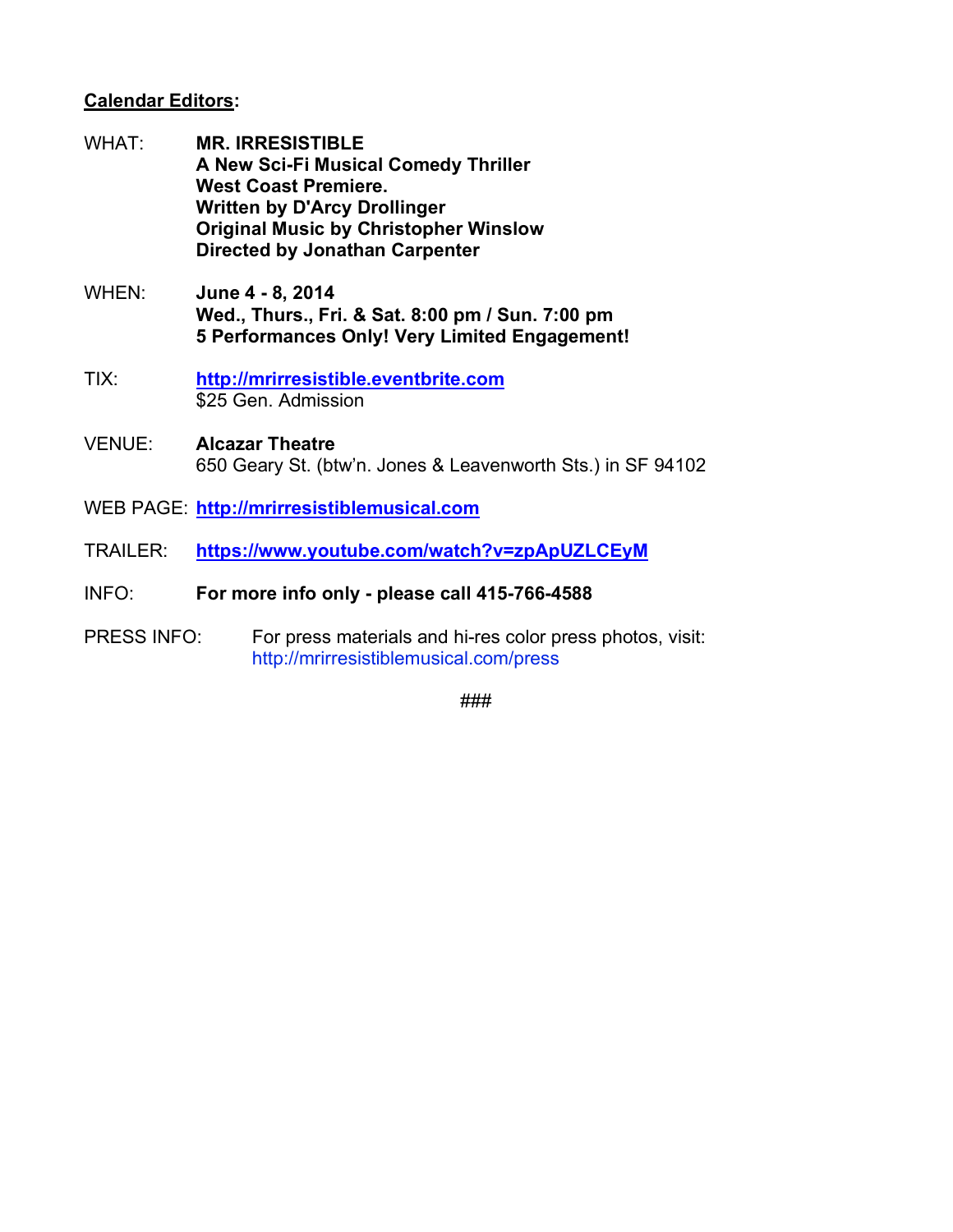**Calendar Editors:**

WHAT: **MR. IRRESISTIBLE**
**A New Sci-Fi Musical Comedy Thriller**
**West Coast Premiere.**
**Written by D'Arcy Drollinger**
**Original Music by Christopher Winslow**
**Directed by Jonathan Carpenter**

WHEN: **June 4 - 8, 2014**
**Wed., Thurs., Fri. & Sat. 8:00 pm / Sun. 7:00 pm**
**5 Performances Only! Very Limited Engagement!**

TIX: **http://mrirresistible.eventbrite.com**
$25 Gen. Admission

VENUE: **Alcazar Theatre**
650 Geary St. (btw'n. Jones & Leavenworth Sts.) in SF 94102

WEB PAGE: **http://mrirresistiblemusical.com**

TRAILER: **https://www.youtube.com/watch?v=zpApUZLCEyM**

INFO: **For more info only - please call 415-766-4588**

PRESS INFO: For press materials and hi-res color press photos, visit:
http://mrirresistiblemusical.com/press

###